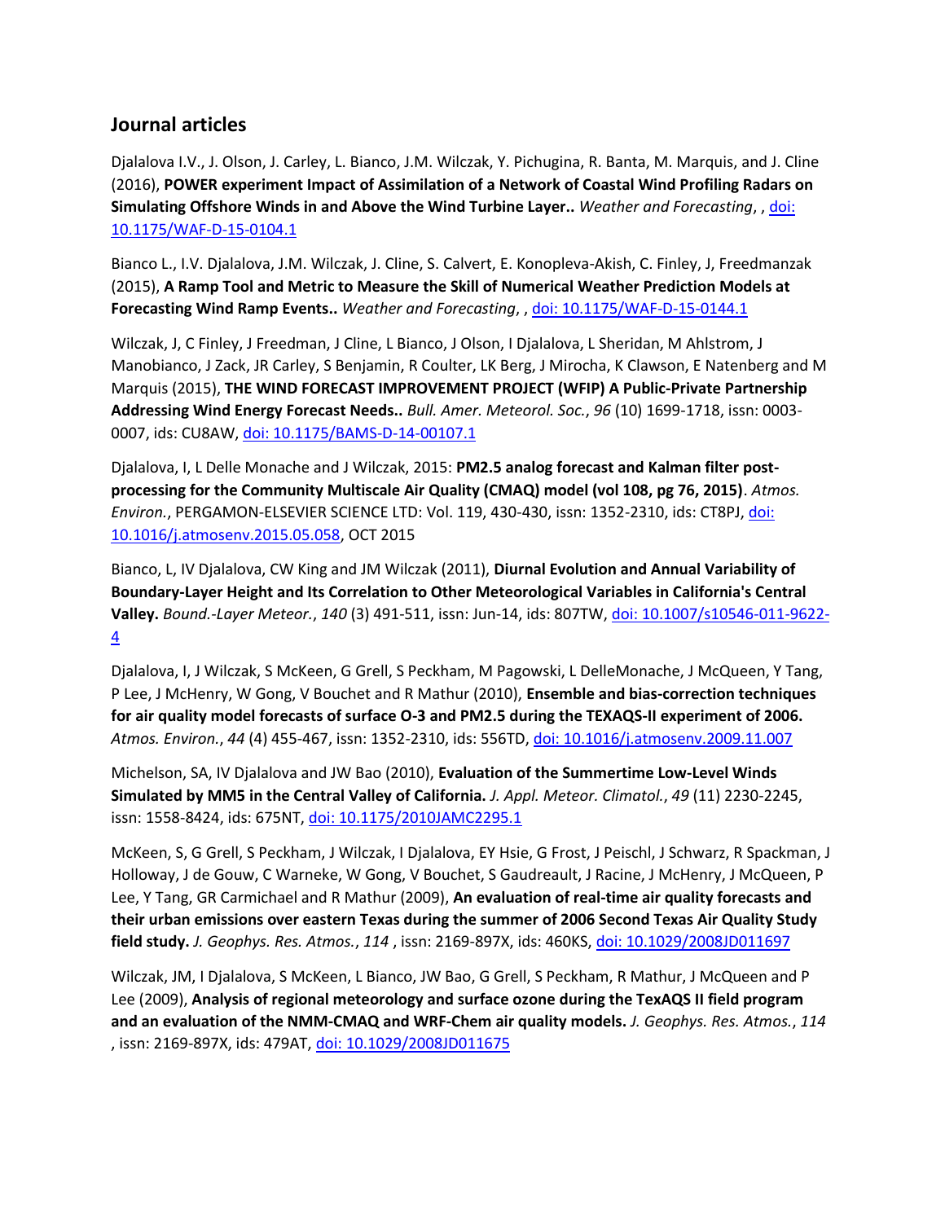## Journal articles

Djalalova I.V., J. Olson, J. Carley, L. Bianco, J.M. Wilczak, Y. Pichugina, R. Banta, M. Marquis, and J. Cline (2016), **POWER experiment Impact of Assimilation of a Network of Coastal Wind Profiling Radars on Simulating Offshore Winds in and Above the Wind Turbine Layer..** *Weather and Forecasting*, , [doi: 10.1175/WAF-D-15-0104.1](https://doi.org/10.1175/WAF-D-15-0104.1)

Bianco L., I.V. Djalalova, J.M. Wilczak, J. Cline, S. Calvert, E. Konopleva-Akish, C. Finley, J, Freedmanzak (2015), **A Ramp Tool and Metric to Measure the Skill of Numerical Weather Prediction Models at Forecasting Wind Ramp Events..** *Weather and Forecasting*, , [doi: 10.1175/WAF-D-15-0144.1](https://doi.org/10.1175/WAF-D-15-0144.1)

Wilczak, J, C Finley, J Freedman, J Cline, L Bianco, J Olson, I Djalalova, L Sheridan, M Ahlstrom, J Manobianco, J Zack, JR Carley, S Benjamin, R Coulter, LK Berg, J Mirocha, K Clawson, E Natenberg and M Marquis (2015), **THE WIND FORECAST IMPROVEMENT PROJECT (WFIP) A Public-Private Partnership Addressing Wind Energy Forecast Needs..** *Bull. Amer. Meteorol. Soc.*, *96* (10) 1699-1718, issn: 0003-0007, ids: CU8AW, [doi: 10.1175/BAMS-D-14-00107.1](https://doi.org/10.1175/BAMS-D-14-00107.1)

Djalalova, I, L Delle Monache and J Wilczak, 2015: **PM2.5 analog forecast and Kalman filter post-processing for the Community Multiscale Air Quality (CMAQ) model (vol 108, pg 76, 2015)**. *Atmos. Environ.*, PERGAMON-ELSEVIER SCIENCE LTD: Vol. 119, 430-430, issn: 1352-2310, ids: CT8PJ, [doi: 10.1016/j.atmosenv.2015.05.058](https://doi.org/10.1016/j.atmosenv.2015.05.058), OCT 2015

Bianco, L, IV Djalalova, CW King and JM Wilczak (2011), **Diurnal Evolution and Annual Variability of Boundary-Layer Height and Its Correlation to Other Meteorological Variables in California's Central Valley.** *Bound.-Layer Meteor.*, *140* (3) 491-511, issn: Jun-14, ids: 807TW, [doi: 10.1007/s10546-011-9622-4](https://doi.org/10.1007/s10546-011-9622-4)

Djalalova, I, J Wilczak, S McKeen, G Grell, S Peckham, M Pagowski, L DelleMonache, J McQueen, Y Tang, P Lee, J McHenry, W Gong, V Bouchet and R Mathur (2010), **Ensemble and bias-correction techniques for air quality model forecasts of surface O-3 and PM2.5 during the TEXAQS-II experiment of 2006.** *Atmos. Environ.*, *44* (4) 455-467, issn: 1352-2310, ids: 556TD, [doi: 10.1016/j.atmosenv.2009.11.007](https://doi.org/10.1016/j.atmosenv.2009.11.007)

Michelson, SA, IV Djalalova and JW Bao (2010), **Evaluation of the Summertime Low-Level Winds Simulated by MM5 in the Central Valley of California.** *J. Appl. Meteor. Climatol.*, *49* (11) 2230-2245, issn: 1558-8424, ids: 675NT, [doi: 10.1175/2010JAMC2295.1](https://doi.org/10.1175/2010JAMC2295.1)

McKeen, S, G Grell, S Peckham, J Wilczak, I Djalalova, EY Hsie, G Frost, J Peischl, J Schwarz, R Spackman, J Holloway, J de Gouw, C Warneke, W Gong, V Bouchet, S Gaudreault, J Racine, J McHenry, J McQueen, P Lee, Y Tang, GR Carmichael and R Mathur (2009), **An evaluation of real-time air quality forecasts and their urban emissions over eastern Texas during the summer of 2006 Second Texas Air Quality Study field study.** *J. Geophys. Res. Atmos.*, *114* , issn: 2169-897X, ids: 460KS, [doi: 10.1029/2008JD011697](https://doi.org/10.1029/2008JD011697)

Wilczak, JM, I Djalalova, S McKeen, L Bianco, JW Bao, G Grell, S Peckham, R Mathur, J McQueen and P Lee (2009), **Analysis of regional meteorology and surface ozone during the TexAQS II field program and an evaluation of the NMM-CMAQ and WRF-Chem air quality models.** *J. Geophys. Res. Atmos.*, *114* , issn: 2169-897X, ids: 479AT, [doi: 10.1029/2008JD011675](https://doi.org/10.1029/2008JD011675)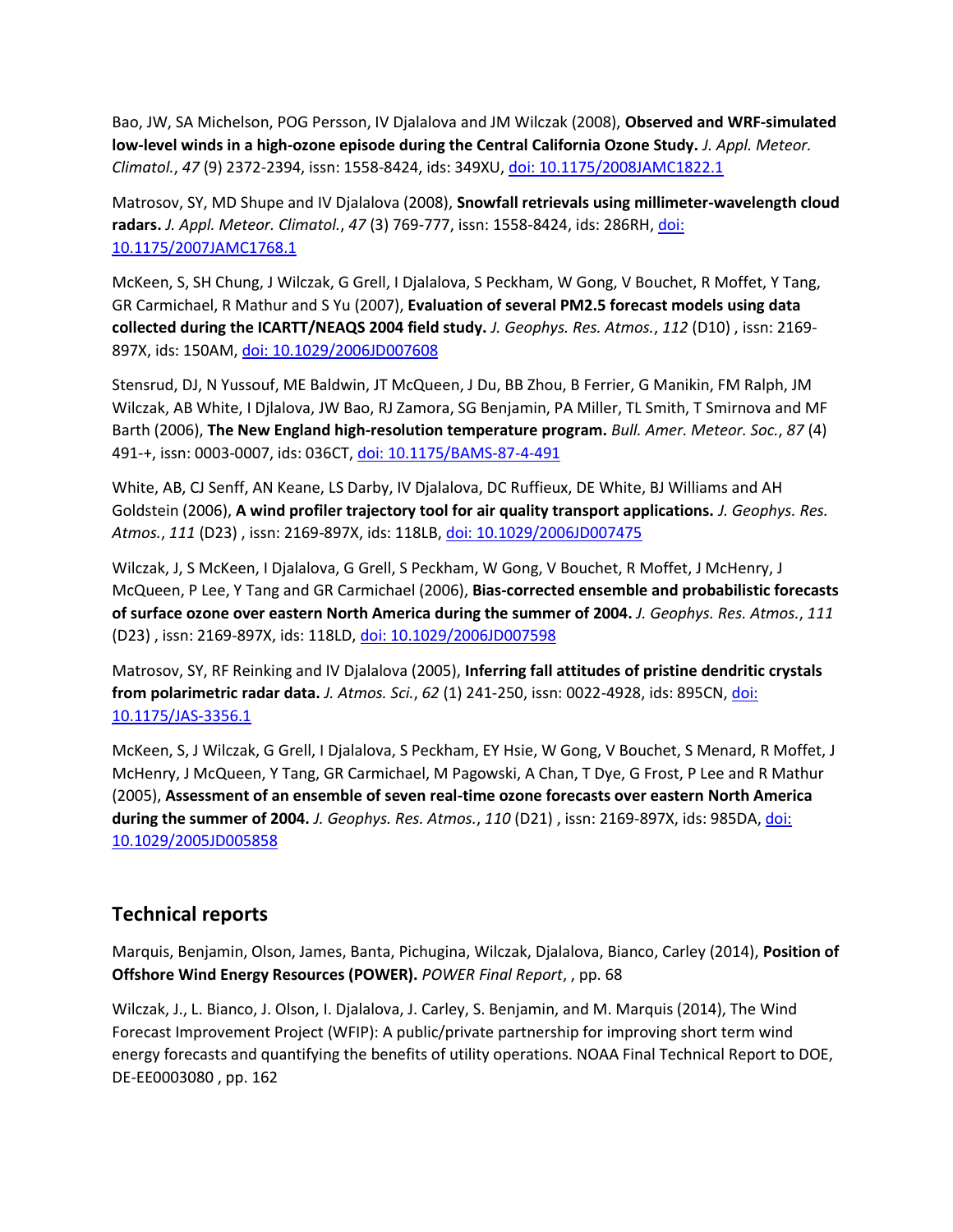Bao, JW, SA Michelson, POG Persson, IV Djalalova and JM Wilczak (2008), **Observed and WRF-simulated low-level winds in a high-ozone episode during the Central California Ozone Study.** *J. Appl. Meteor. Climatol.*, *47* (9) 2372-2394, issn: 1558-8424, ids: 349XU, [doi: 10.1175/2008JAMC1822.1](https://doi.org/10.1175/2008JAMC1822.1)

Matrosov, SY, MD Shupe and IV Djalalova (2008), **Snowfall retrievals using millimeter-wavelength cloud radars.** *J. Appl. Meteor. Climatol.*, *47* (3) 769-777, issn: 1558-8424, ids: 286RH, [doi: 10.1175/2007JAMC1768.1](https://doi.org/10.1175/2007JAMC1768.1)

McKeen, S, SH Chung, J Wilczak, G Grell, I Djalalova, S Peckham, W Gong, V Bouchet, R Moffet, Y Tang, GR Carmichael, R Mathur and S Yu (2007), **Evaluation of several PM2.5 forecast models using data collected during the ICARTT/NEAQS 2004 field study.** *J. Geophys. Res. Atmos.*, *112* (D10) , issn: 2169-897X, ids: 150AM, [doi: 10.1029/2006JD007608](https://doi.org/10.1029/2006JD007608)

Stensrud, DJ, N Yussouf, ME Baldwin, JT McQueen, J Du, BB Zhou, B Ferrier, G Manikin, FM Ralph, JM Wilczak, AB White, I Djlalova, JW Bao, RJ Zamora, SG Benjamin, PA Miller, TL Smith, T Smirnova and MF Barth (2006), **The New England high-resolution temperature program.** *Bull. Amer. Meteor. Soc.*, *87* (4) 491-+, issn: 0003-0007, ids: 036CT, [doi: 10.1175/BAMS-87-4-491](https://doi.org/10.1175/BAMS-87-4-491)

White, AB, CJ Senff, AN Keane, LS Darby, IV Djalalova, DC Ruffieux, DE White, BJ Williams and AH Goldstein (2006), **A wind profiler trajectory tool for air quality transport applications.** *J. Geophys. Res. Atmos.*, *111* (D23) , issn: 2169-897X, ids: 118LB, [doi: 10.1029/2006JD007475](https://doi.org/10.1029/2006JD007475)

Wilczak, J, S McKeen, I Djalalova, G Grell, S Peckham, W Gong, V Bouchet, R Moffet, J McHenry, J McQueen, P Lee, Y Tang and GR Carmichael (2006), **Bias-corrected ensemble and probabilistic forecasts of surface ozone over eastern North America during the summer of 2004.** *J. Geophys. Res. Atmos.*, *111* (D23) , issn: 2169-897X, ids: 118LD, [doi: 10.1029/2006JD007598](https://doi.org/10.1029/2006JD007598)

Matrosov, SY, RF Reinking and IV Djalalova (2005), **Inferring fall attitudes of pristine dendritic crystals from polarimetric radar data.** *J. Atmos. Sci.*, *62* (1) 241-250, issn: 0022-4928, ids: 895CN, [doi: 10.1175/JAS-3356.1](https://doi.org/10.1175/JAS-3356.1)

McKeen, S, J Wilczak, G Grell, I Djalalova, S Peckham, EY Hsie, W Gong, V Bouchet, S Menard, R Moffet, J McHenry, J McQueen, Y Tang, GR Carmichael, M Pagowski, A Chan, T Dye, G Frost, P Lee and R Mathur (2005), **Assessment of an ensemble of seven real-time ozone forecasts over eastern North America during the summer of 2004.** *J. Geophys. Res. Atmos.*, *110* (D21) , issn: 2169-897X, ids: 985DA, [doi: 10.1029/2005JD005858](https://doi.org/10.1029/2005JD005858)

## Technical reports

Marquis, Benjamin, Olson, James, Banta, Pichugina, Wilczak, Djalalova, Bianco, Carley (2014), **Position of Offshore Wind Energy Resources (POWER).** *POWER Final Report*, , pp. 68

Wilczak, J., L. Bianco, J. Olson, I. Djalalova, J. Carley, S. Benjamin, and M. Marquis (2014), The Wind Forecast Improvement Project (WFIP): A public/private partnership for improving short term wind energy forecasts and quantifying the benefits of utility operations. NOAA Final Technical Report to DOE, DE-EE0003080 , pp. 162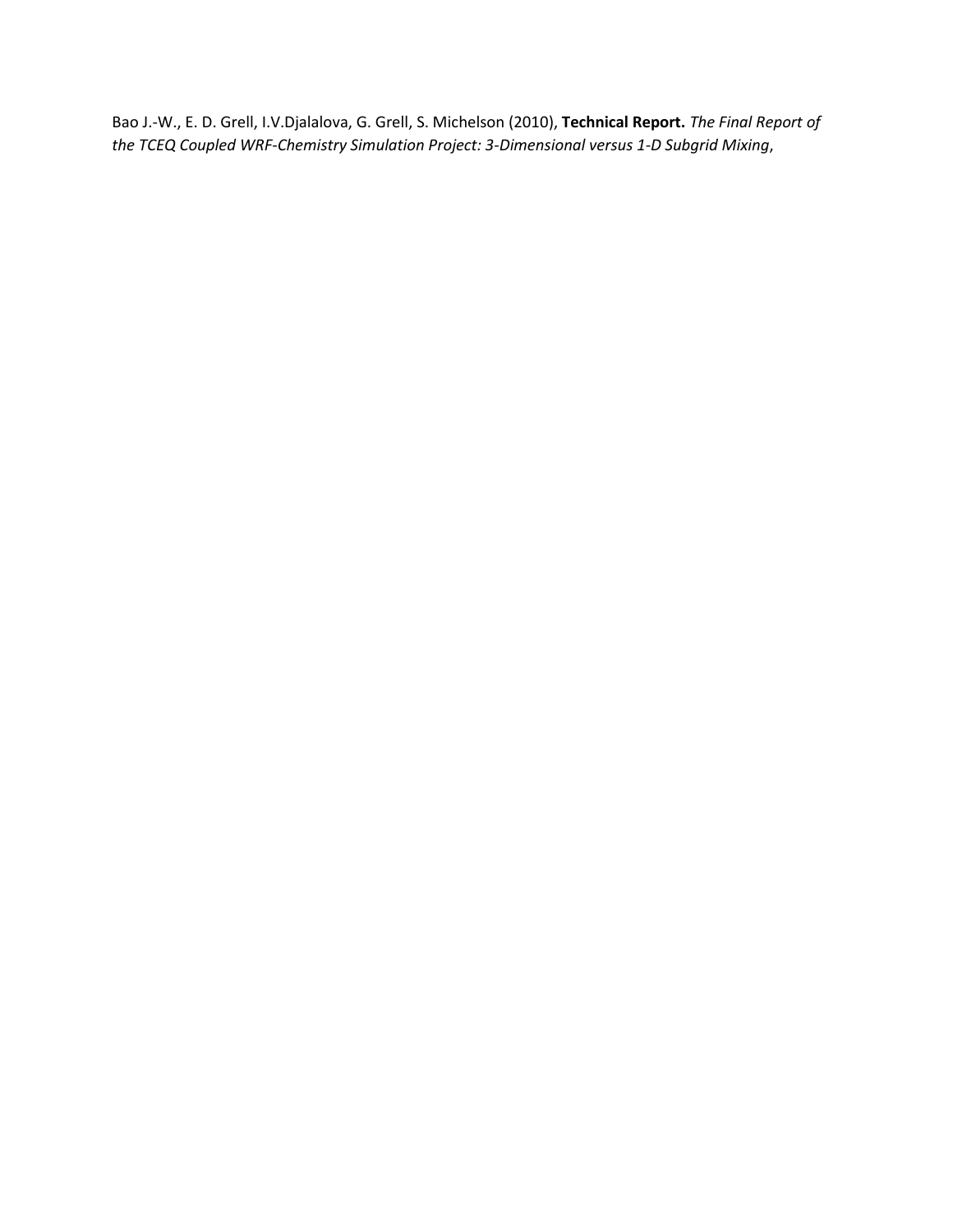Bao J.-W., E. D. Grell, I.V.Djalalova, G. Grell, S. Michelson (2010), **Technical Report.** *The Final Report of the TCEQ Coupled WRF-Chemistry Simulation Project: 3-Dimensional versus 1-D Subgrid Mixing*,